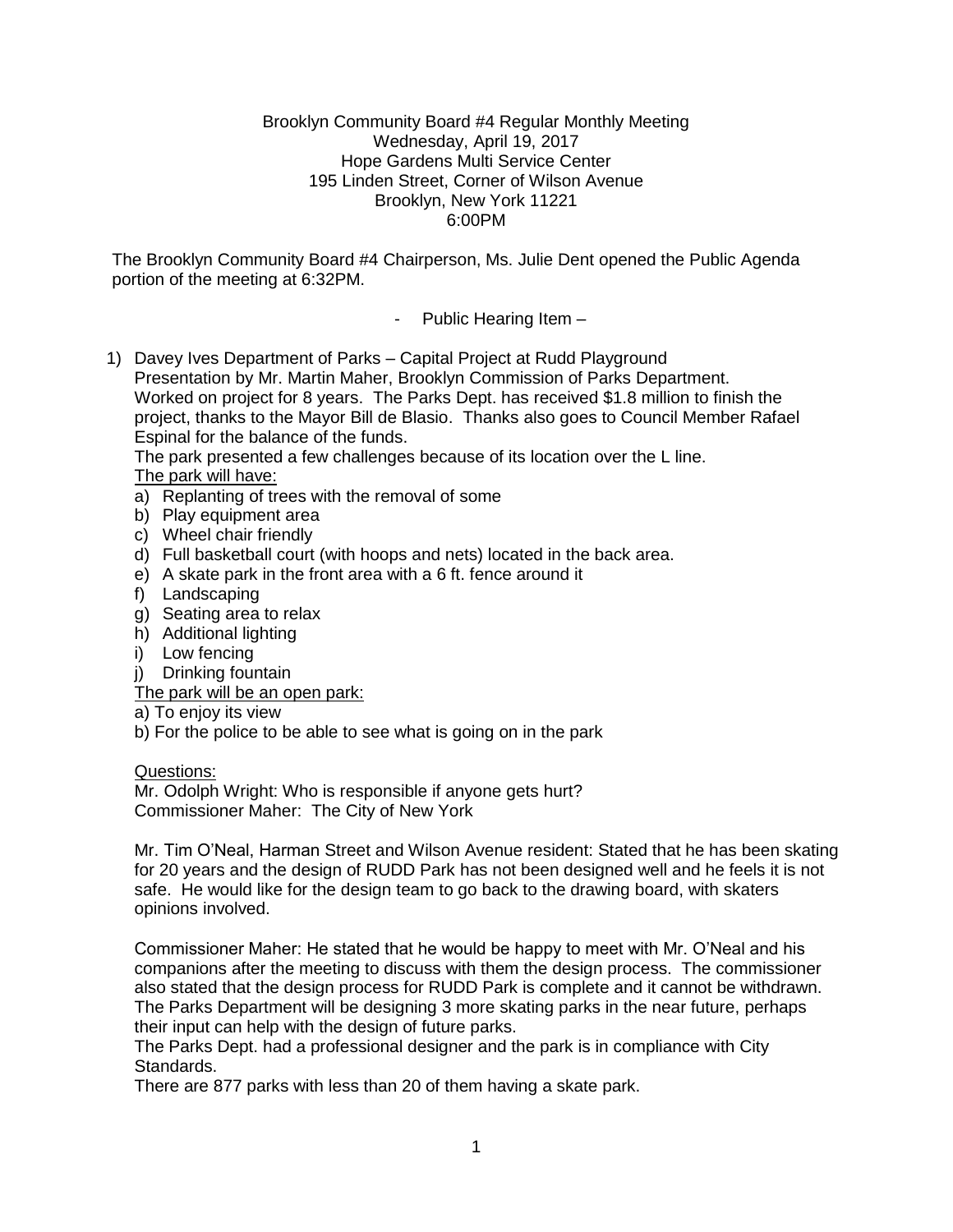Brooklyn Community Board #4 Regular Monthly Meeting
Wednesday, April 19, 2017
Hope Gardens Multi Service Center
195 Linden Street, Corner of Wilson Avenue
Brooklyn, New York 11221
6:00PM

The Brooklyn Community Board #4 Chairperson, Ms. Julie Dent opened the Public Agenda portion of the meeting at 6:32PM.

- Public Hearing Item –

1) Davey Ives Department of Parks – Capital Project at Rudd Playground
   Presentation by Mr. Martin Maher, Brooklyn Commission of Parks Department.
   Worked on project for 8 years. The Parks Dept. has received $1.8 million to finish the project, thanks to the Mayor Bill de Blasio. Thanks also goes to Council Member Rafael Espinal for the balance of the funds.
   The park presented a few challenges because of its location over the L line.
   <u>The park will have:</u>
   a) Replanting of trees with the removal of some
   b) Play equipment area
   c) Wheel chair friendly
   d) Full basketball court (with hoops and nets) located in the back area.
   e) A skate park in the front area with a 6 ft. fence around it
   f) Landscaping
   g) Seating area to relax
   h) Additional lighting
   i) Low fencing
   j) Drinking fountain

   <u>The park will be an open park:</u>
   a) To enjoy its view
   b) For the police to be able to see what is going on in the park

   <u>Questions:</u>
   Mr. Odolph Wright: Who is responsible if anyone gets hurt?
   Commissioner Maher: The City of New York

   Mr. Tim O'Neal, Harman Street and Wilson Avenue resident: Stated that he has been skating for 20 years and the design of RUDD Park has not been designed well and he feels it is not safe. He would like for the design team to go back to the drawing board, with skaters opinions involved.

   Commissioner Maher: He stated that he would be happy to meet with Mr. O'Neal and his companions after the meeting to discuss with them the design process. The commissioner also stated that the design process for RUDD Park is complete and it cannot be withdrawn. The Parks Department will be designing 3 more skating parks in the near future, perhaps their input can help with the design of future parks.
   The Parks Dept. had a professional designer and the park is in compliance with City Standards.
   There are 877 parks with less than 20 of them having a skate park.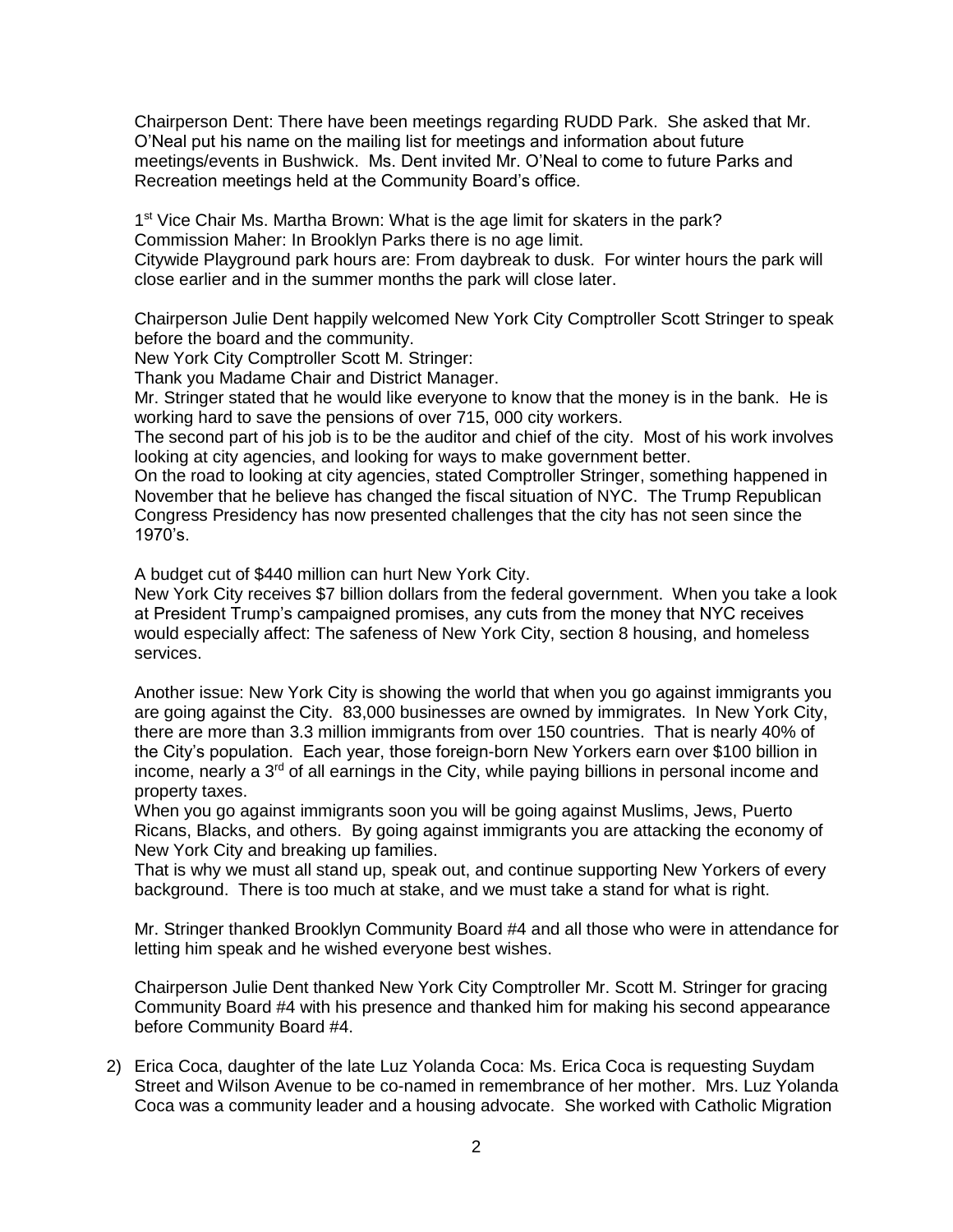Chairperson Dent: There have been meetings regarding RUDD Park. She asked that Mr. O'Neal put his name on the mailing list for meetings and information about future meetings/events in Bushwick. Ms. Dent invited Mr. O'Neal to come to future Parks and Recreation meetings held at the Community Board's office.

1st Vice Chair Ms. Martha Brown: What is the age limit for skaters in the park?
Commission Maher: In Brooklyn Parks there is no age limit.
Citywide Playground park hours are: From daybreak to dusk. For winter hours the park will close earlier and in the summer months the park will close later.

Chairperson Julie Dent happily welcomed New York City Comptroller Scott Stringer to speak before the board and the community.
New York City Comptroller Scott M. Stringer:
Thank you Madame Chair and District Manager.
Mr. Stringer stated that he would like everyone to know that the money is in the bank. He is working hard to save the pensions of over 715, 000 city workers.
The second part of his job is to be the auditor and chief of the city. Most of his work involves looking at city agencies, and looking for ways to make government better.
On the road to looking at city agencies, stated Comptroller Stringer, something happened in November that he believe has changed the fiscal situation of NYC. The Trump Republican Congress Presidency has now presented challenges that the city has not seen since the 1970's.

A budget cut of $440 million can hurt New York City.
New York City receives $7 billion dollars from the federal government. When you take a look at President Trump's campaigned promises, any cuts from the money that NYC receives would especially affect: The safeness of New York City, section 8 housing, and homeless services.

Another issue: New York City is showing the world that when you go against immigrants you are going against the City. 83,000 businesses are owned by immigrates. In New York City, there are more than 3.3 million immigrants from over 150 countries. That is nearly 40% of the City's population. Each year, those foreign-born New Yorkers earn over $100 billion in income, nearly a 3rd of all earnings in the City, while paying billions in personal income and property taxes.
When you go against immigrants soon you will be going against Muslims, Jews, Puerto Ricans, Blacks, and others. By going against immigrants you are attacking the economy of New York City and breaking up families.
That is why we must all stand up, speak out, and continue supporting New Yorkers of every background. There is too much at stake, and we must take a stand for what is right.

Mr. Stringer thanked Brooklyn Community Board #4 and all those who were in attendance for letting him speak and he wished everyone best wishes.

Chairperson Julie Dent thanked New York City Comptroller Mr. Scott M. Stringer for gracing Community Board #4 with his presence and thanked him for making his second appearance before Community Board #4.

2) Erica Coca, daughter of the late Luz Yolanda Coca: Ms. Erica Coca is requesting Suydam Street and Wilson Avenue to be co-named in remembrance of her mother. Mrs. Luz Yolanda Coca was a community leader and a housing advocate. She worked with Catholic Migration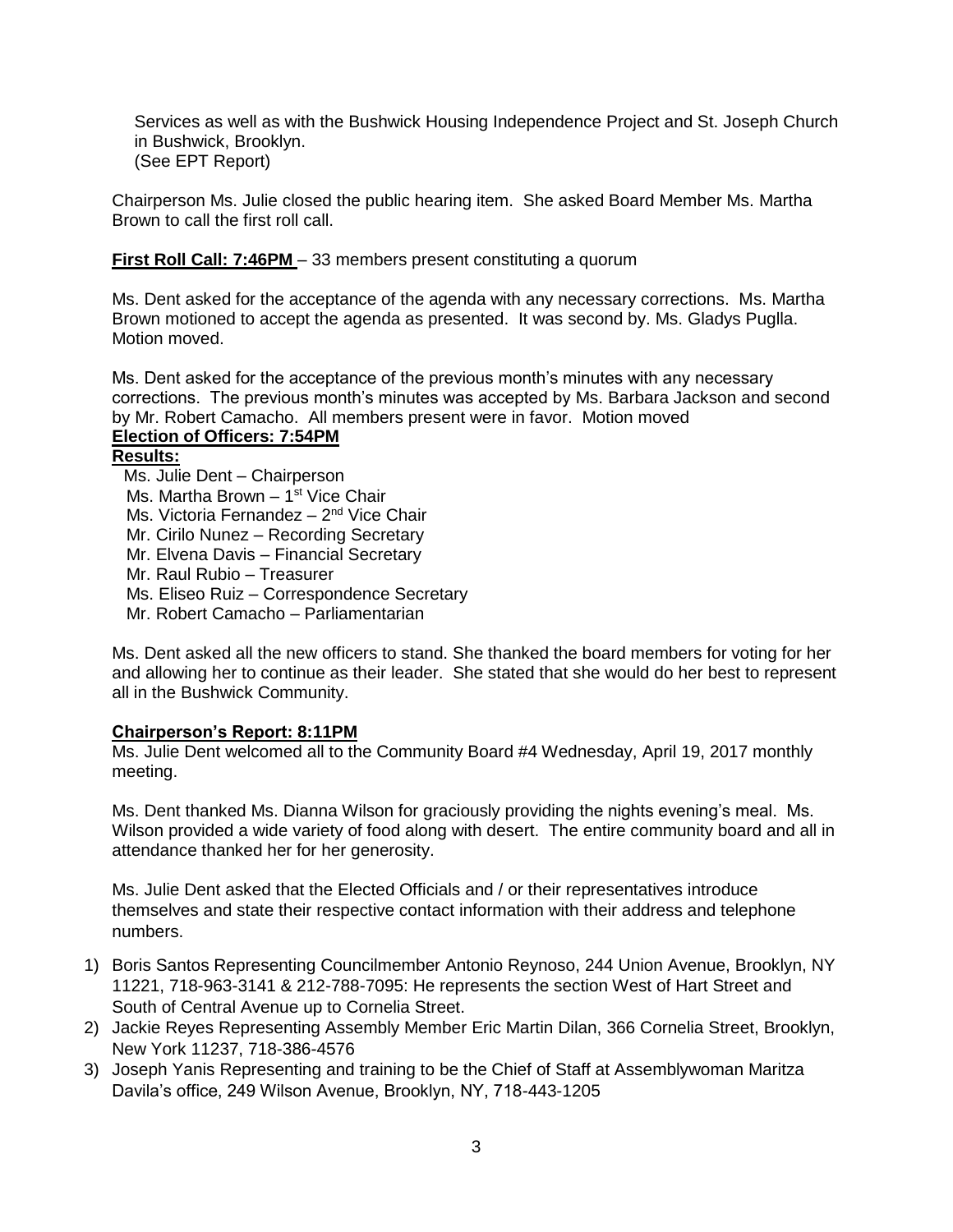Services as well as with the Bushwick Housing Independence Project and St. Joseph Church in Bushwick, Brooklyn.
(See EPT Report)

Chairperson Ms. Julie closed the public hearing item. She asked Board Member Ms. Martha Brown to call the first roll call.

**First Roll Call: 7:46PM** – 33 members present constituting a quorum

Ms. Dent asked for the acceptance of the agenda with any necessary corrections. Ms. Martha Brown motioned to accept the agenda as presented. It was second by. Ms. Gladys Puglla. Motion moved.

Ms. Dent asked for the acceptance of the previous month's minutes with any necessary corrections. The previous month's minutes was accepted by Ms. Barbara Jackson and second by Mr. Robert Camacho. All members present were in favor. Motion moved

**Election of Officers: 7:54PM**

**Results:**

Ms. Julie Dent – Chairperson
Ms. Martha Brown – 1st Vice Chair
Ms. Victoria Fernandez – 2nd Vice Chair
Mr. Cirilo Nunez – Recording Secretary
Mr. Elvena Davis – Financial Secretary
Mr. Raul Rubio – Treasurer
Ms. Eliseo Ruiz – Correspondence Secretary
Mr. Robert Camacho – Parliamentarian

Ms. Dent asked all the new officers to stand. She thanked the board members for voting for her and allowing her to continue as their leader. She stated that she would do her best to represent all in the Bushwick Community.

**Chairperson's Report: 8:11PM**

Ms. Julie Dent welcomed all to the Community Board #4 Wednesday, April 19, 2017 monthly meeting.

Ms. Dent thanked Ms. Dianna Wilson for graciously providing the nights evening's meal. Ms. Wilson provided a wide variety of food along with desert. The entire community board and all in attendance thanked her for her generosity.

Ms. Julie Dent asked that the Elected Officials and / or their representatives introduce themselves and state their respective contact information with their address and telephone numbers.

1) Boris Santos Representing Councilmember Antonio Reynoso, 244 Union Avenue, Brooklyn, NY 11221, 718-963-3141 & 212-788-7095: He represents the section West of Hart Street and South of Central Avenue up to Cornelia Street.
2) Jackie Reyes Representing Assembly Member Eric Martin Dilan, 366 Cornelia Street, Brooklyn, New York 11237, 718-386-4576
3) Joseph Yanis Representing and training to be the Chief of Staff at Assemblywoman Maritza Davila's office, 249 Wilson Avenue, Brooklyn, NY, 718-443-1205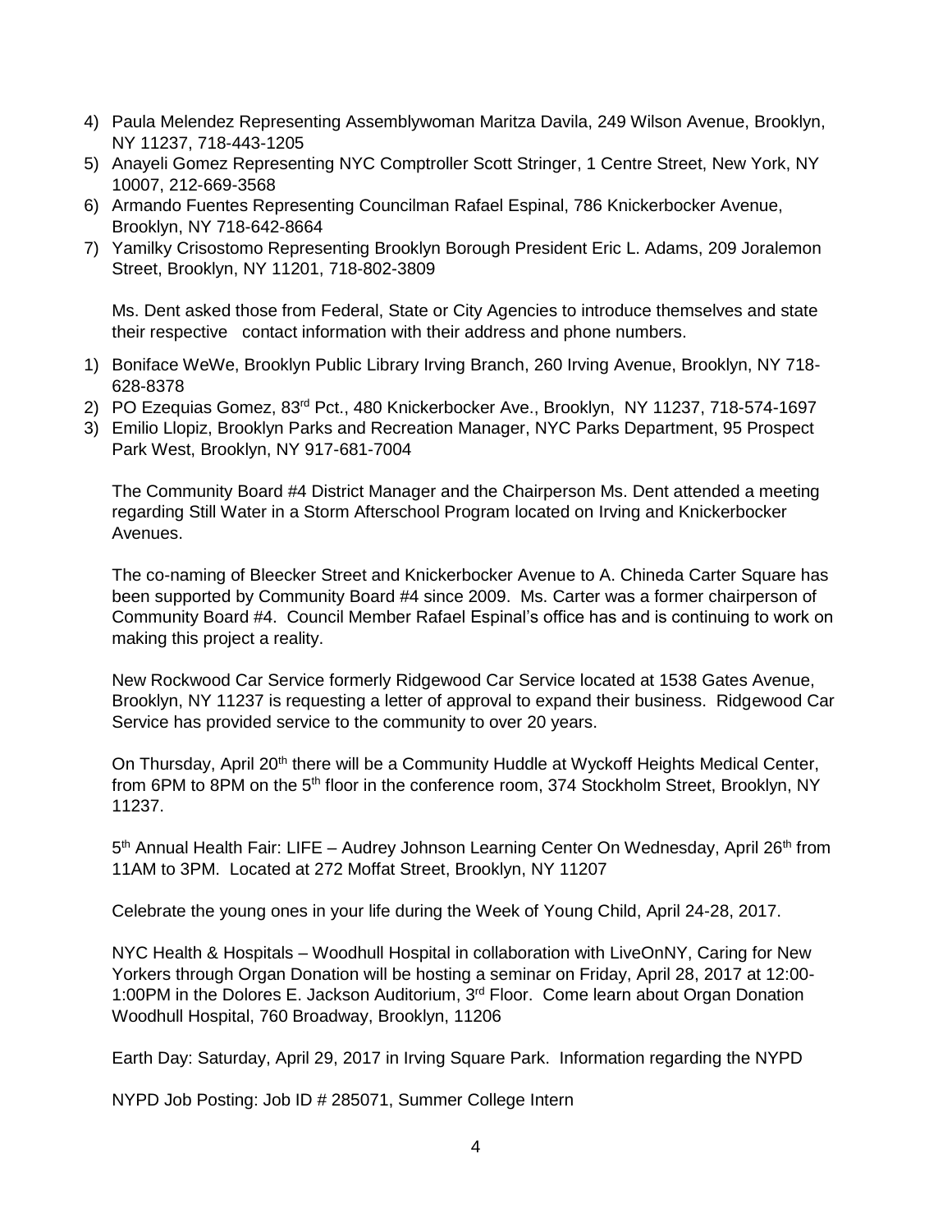4) Paula Melendez Representing Assemblywoman Maritza Davila, 249 Wilson Avenue, Brooklyn, NY 11237, 718-443-1205
5) Anayeli Gomez Representing NYC Comptroller Scott Stringer, 1 Centre Street, New York, NY 10007, 212-669-3568
6) Armando Fuentes Representing Councilman Rafael Espinal, 786 Knickerbocker Avenue, Brooklyn, NY 718-642-8664
7) Yamilky Crisostomo Representing Brooklyn Borough President Eric L. Adams, 209 Joralemon Street, Brooklyn, NY 11201, 718-802-3809

Ms. Dent asked those from Federal, State or City Agencies to introduce themselves and state their respective contact information with their address and phone numbers.

1) Boniface WeWe, Brooklyn Public Library Irving Branch, 260 Irving Avenue, Brooklyn, NY 718-628-8378
2) PO Ezequias Gomez, 83rd Pct., 480 Knickerbocker Ave., Brooklyn, NY 11237, 718-574-1697
3) Emilio Llopiz, Brooklyn Parks and Recreation Manager, NYC Parks Department, 95 Prospect Park West, Brooklyn, NY 917-681-7004

The Community Board #4 District Manager and the Chairperson Ms. Dent attended a meeting regarding Still Water in a Storm Afterschool Program located on Irving and Knickerbocker Avenues.

The co-naming of Bleecker Street and Knickerbocker Avenue to A. Chineda Carter Square has been supported by Community Board #4 since 2009. Ms. Carter was a former chairperson of Community Board #4. Council Member Rafael Espinal's office has and is continuing to work on making this project a reality.

New Rockwood Car Service formerly Ridgewood Car Service located at 1538 Gates Avenue, Brooklyn, NY 11237 is requesting a letter of approval to expand their business. Ridgewood Car Service has provided service to the community to over 20 years.

On Thursday, April 20th there will be a Community Huddle at Wyckoff Heights Medical Center, from 6PM to 8PM on the 5th floor in the conference room, 374 Stockholm Street, Brooklyn, NY 11237.

5th Annual Health Fair: LIFE – Audrey Johnson Learning Center On Wednesday, April 26th from 11AM to 3PM. Located at 272 Moffat Street, Brooklyn, NY 11207

Celebrate the young ones in your life during the Week of Young Child, April 24-28, 2017.

NYC Health & Hospitals – Woodhull Hospital in collaboration with LiveOnNY, Caring for New Yorkers through Organ Donation will be hosting a seminar on Friday, April 28, 2017 at 12:00-1:00PM in the Dolores E. Jackson Auditorium, 3rd Floor. Come learn about Organ Donation Woodhull Hospital, 760 Broadway, Brooklyn, 11206

Earth Day: Saturday, April 29, 2017 in Irving Square Park. Information regarding the NYPD

NYPD Job Posting: Job ID # 285071, Summer College Intern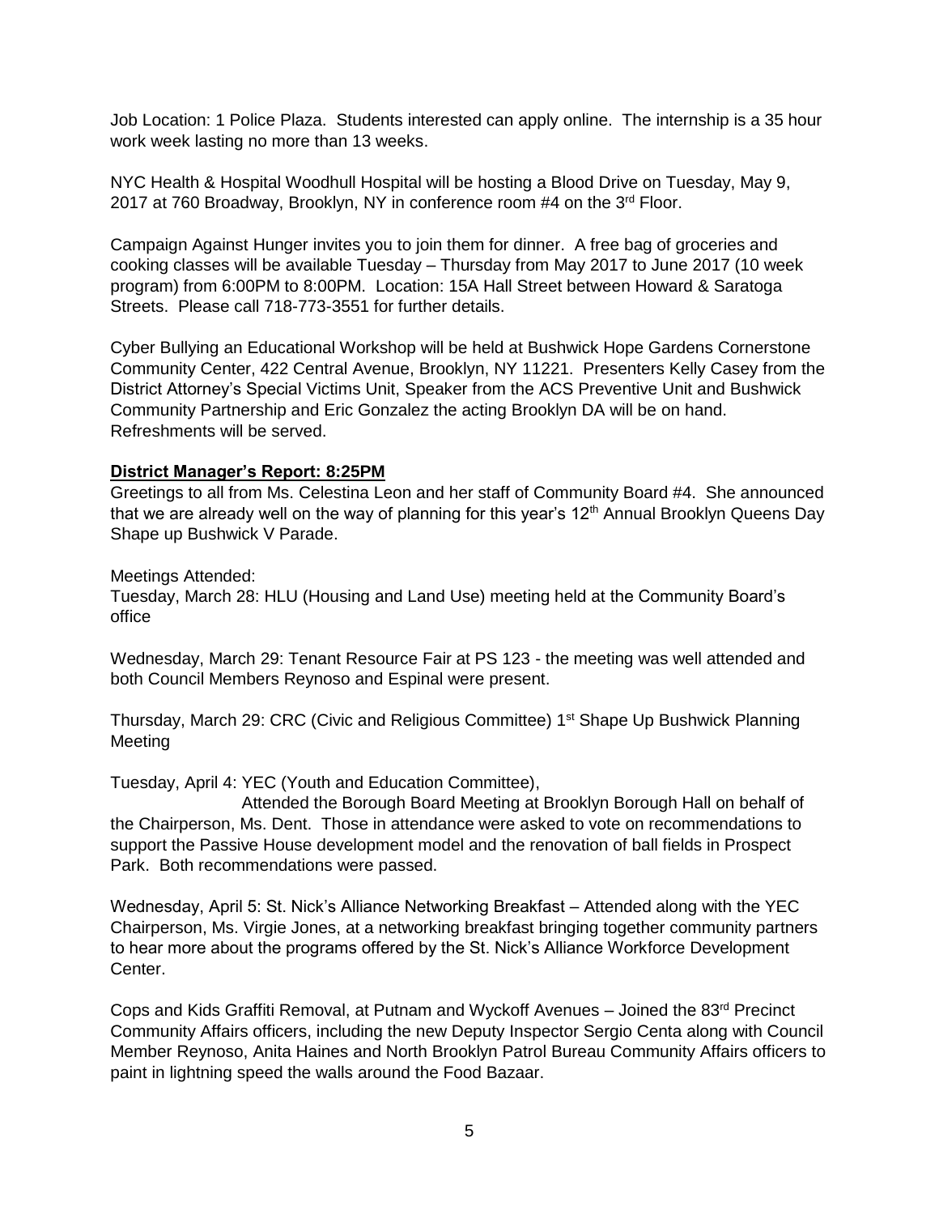Job Location: 1 Police Plaza. Students interested can apply online. The internship is a 35 hour work week lasting no more than 13 weeks.

NYC Health & Hospital Woodhull Hospital will be hosting a Blood Drive on Tuesday, May 9, 2017 at 760 Broadway, Brooklyn, NY in conference room #4 on the 3rd Floor.

Campaign Against Hunger invites you to join them for dinner. A free bag of groceries and cooking classes will be available Tuesday – Thursday from May 2017 to June 2017 (10 week program) from 6:00PM to 8:00PM. Location: 15A Hall Street between Howard & Saratoga Streets. Please call 718-773-3551 for further details.

Cyber Bullying an Educational Workshop will be held at Bushwick Hope Gardens Cornerstone Community Center, 422 Central Avenue, Brooklyn, NY 11221. Presenters Kelly Casey from the District Attorney's Special Victims Unit, Speaker from the ACS Preventive Unit and Bushwick Community Partnership and Eric Gonzalez the acting Brooklyn DA will be on hand. Refreshments will be served.

**District Manager's Report: 8:25PM**

Greetings to all from Ms. Celestina Leon and her staff of Community Board #4. She announced that we are already well on the way of planning for this year's 12th Annual Brooklyn Queens Day Shape up Bushwick V Parade.

Meetings Attended:

Tuesday, March 28: HLU (Housing and Land Use) meeting held at the Community Board's office

Wednesday, March 29: Tenant Resource Fair at PS 123 - the meeting was well attended and both Council Members Reynoso and Espinal were present.

Thursday, March 29: CRC (Civic and Religious Committee) 1st Shape Up Bushwick Planning Meeting

Tuesday, April 4: YEC (Youth and Education Committee),

Attended the Borough Board Meeting at Brooklyn Borough Hall on behalf of the Chairperson, Ms. Dent. Those in attendance were asked to vote on recommendations to support the Passive House development model and the renovation of ball fields in Prospect Park. Both recommendations were passed.

Wednesday, April 5: St. Nick's Alliance Networking Breakfast – Attended along with the YEC Chairperson, Ms. Virgie Jones, at a networking breakfast bringing together community partners to hear more about the programs offered by the St. Nick's Alliance Workforce Development Center.

Cops and Kids Graffiti Removal, at Putnam and Wyckoff Avenues – Joined the 83rd Precinct Community Affairs officers, including the new Deputy Inspector Sergio Centa along with Council Member Reynoso, Anita Haines and North Brooklyn Patrol Bureau Community Affairs officers to paint in lightning speed the walls around the Food Bazaar.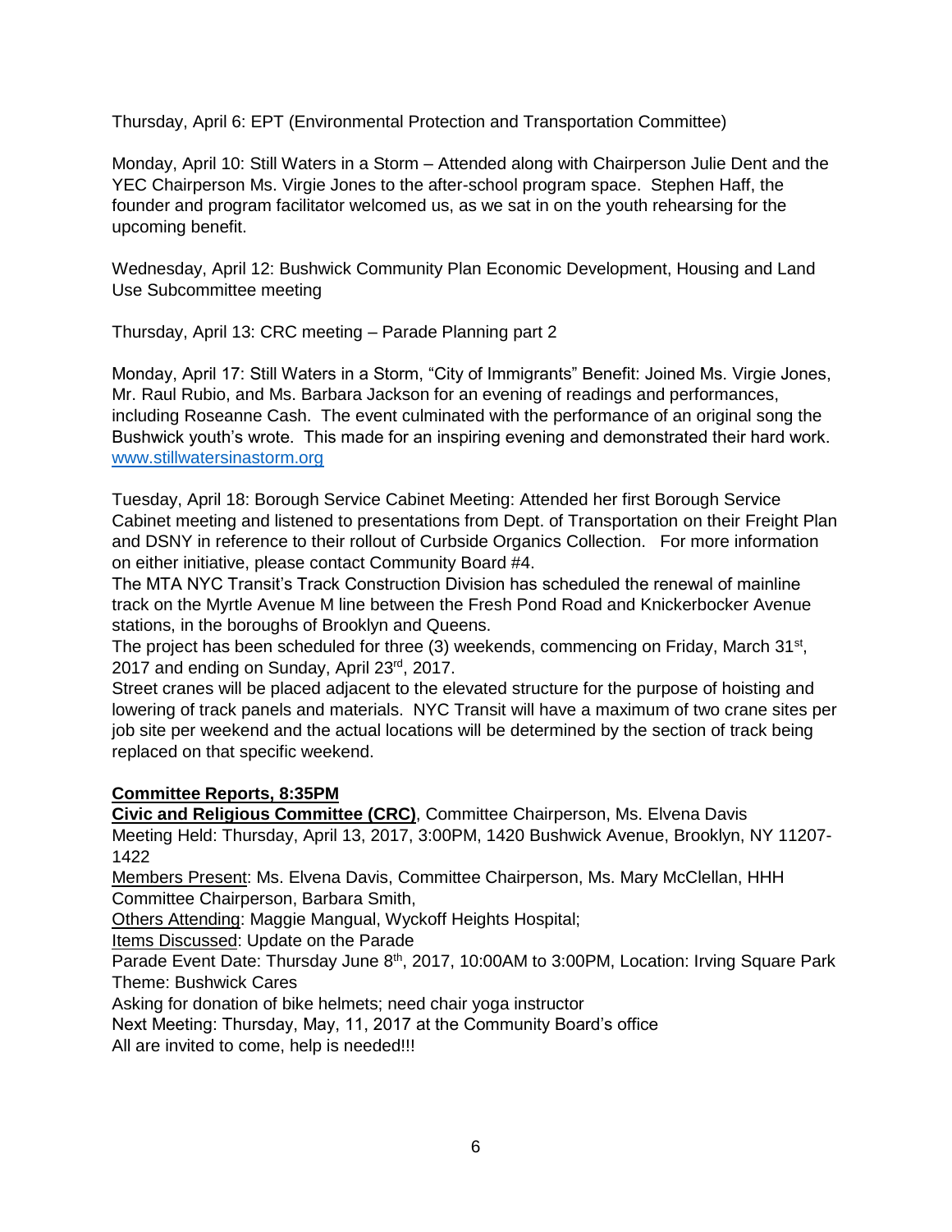Thursday, April 6: EPT (Environmental Protection and Transportation Committee)

Monday, April 10: Still Waters in a Storm – Attended along with Chairperson Julie Dent and the YEC Chairperson Ms. Virgie Jones to the after-school program space. Stephen Haff, the founder and program facilitator welcomed us, as we sat in on the youth rehearsing for the upcoming benefit.

Wednesday, April 12: Bushwick Community Plan Economic Development, Housing and Land Use Subcommittee meeting

Thursday, April 13: CRC meeting – Parade Planning part 2

Monday, April 17: Still Waters in a Storm, "City of Immigrants" Benefit: Joined Ms. Virgie Jones, Mr. Raul Rubio, and Ms. Barbara Jackson for an evening of readings and performances, including Roseanne Cash. The event culminated with the performance of an original song the Bushwick youth's wrote. This made for an inspiring evening and demonstrated their hard work. www.stillwatersinastorm.org

Tuesday, April 18: Borough Service Cabinet Meeting: Attended her first Borough Service Cabinet meeting and listened to presentations from Dept. of Transportation on their Freight Plan and DSNY in reference to their rollout of Curbside Organics Collection. For more information on either initiative, please contact Community Board #4.
The MTA NYC Transit's Track Construction Division has scheduled the renewal of mainline track on the Myrtle Avenue M line between the Fresh Pond Road and Knickerbocker Avenue stations, in the boroughs of Brooklyn and Queens.
The project has been scheduled for three (3) weekends, commencing on Friday, March 31st, 2017 and ending on Sunday, April 23rd, 2017.
Street cranes will be placed adjacent to the elevated structure for the purpose of hoisting and lowering of track panels and materials. NYC Transit will have a maximum of two crane sites per job site per weekend and the actual locations will be determined by the section of track being replaced on that specific weekend.

**Committee Reports, 8:35PM**
**Civic and Religious Committee (CRC)**, Committee Chairperson, Ms. Elvena Davis
Meeting Held: Thursday, April 13, 2017, 3:00PM, 1420 Bushwick Avenue, Brooklyn, NY 11207-1422
Members Present: Ms. Elvena Davis, Committee Chairperson, Ms. Mary McClellan, HHH Committee Chairperson, Barbara Smith,
Others Attending: Maggie Mangual, Wyckoff Heights Hospital;
Items Discussed: Update on the Parade
Parade Event Date: Thursday June 8th, 2017, 10:00AM to 3:00PM, Location: Irving Square Park
Theme: Bushwick Cares
Asking for donation of bike helmets; need chair yoga instructor
Next Meeting: Thursday, May, 11, 2017 at the Community Board's office
All are invited to come, help is needed!!!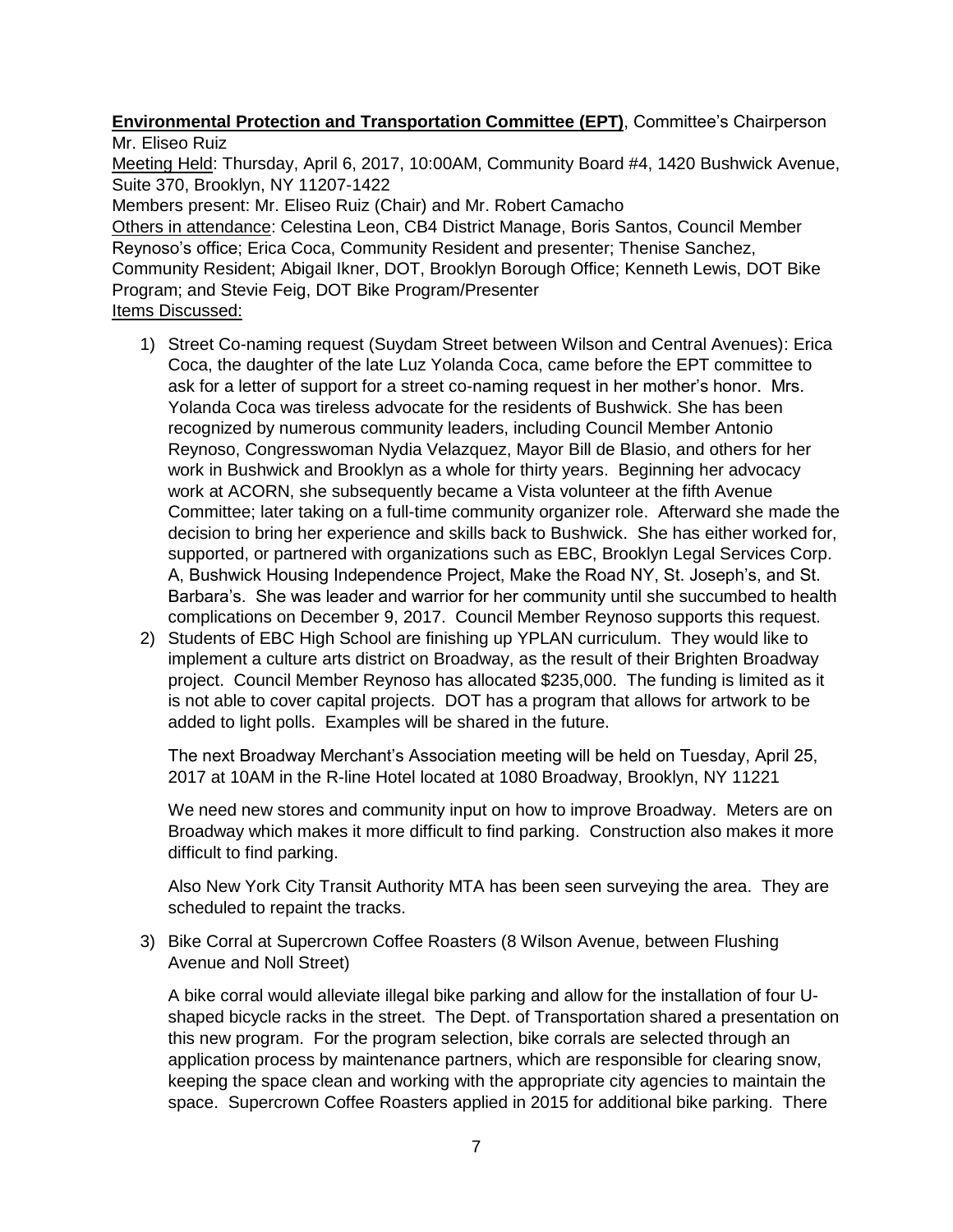**Environmental Protection and Transportation Committee (EPT)**, Committee's Chairperson Mr. Eliseo Ruiz

Meeting Held: Thursday, April 6, 2017, 10:00AM, Community Board #4, 1420 Bushwick Avenue, Suite 370, Brooklyn, NY 11207-1422

Members present: Mr. Eliseo Ruiz (Chair) and Mr. Robert Camacho

Others in attendance: Celestina Leon, CB4 District Manage, Boris Santos, Council Member Reynoso's office; Erica Coca, Community Resident and presenter; Thenise Sanchez, Community Resident; Abigail Ikner, DOT, Brooklyn Borough Office; Kenneth Lewis, DOT Bike Program; and Stevie Feig, DOT Bike Program/Presenter

Items Discussed:

1) Street Co-naming request (Suydam Street between Wilson and Central Avenues): Erica Coca, the daughter of the late Luz Yolanda Coca, came before the EPT committee to ask for a letter of support for a street co-naming request in her mother's honor. Mrs. Yolanda Coca was tireless advocate for the residents of Bushwick. She has been recognized by numerous community leaders, including Council Member Antonio Reynoso, Congresswoman Nydia Velazquez, Mayor Bill de Blasio, and others for her work in Bushwick and Brooklyn as a whole for thirty years. Beginning her advocacy work at ACORN, she subsequently became a Vista volunteer at the fifth Avenue Committee; later taking on a full-time community organizer role. Afterward she made the decision to bring her experience and skills back to Bushwick. She has either worked for, supported, or partnered with organizations such as EBC, Brooklyn Legal Services Corp. A, Bushwick Housing Independence Project, Make the Road NY, St. Joseph's, and St. Barbara's. She was leader and warrior for her community until she succumbed to health complications on December 9, 2017. Council Member Reynoso supports this request.

2) Students of EBC High School are finishing up YPLAN curriculum. They would like to implement a culture arts district on Broadway, as the result of their Brighten Broadway project. Council Member Reynoso has allocated $235,000. The funding is limited as it is not able to cover capital projects. DOT has a program that allows for artwork to be added to light polls. Examples will be shared in the future.

   The next Broadway Merchant's Association meeting will be held on Tuesday, April 25, 2017 at 10AM in the R-line Hotel located at 1080 Broadway, Brooklyn, NY 11221

   We need new stores and community input on how to improve Broadway. Meters are on Broadway which makes it more difficult to find parking. Construction also makes it more difficult to find parking.

   Also New York City Transit Authority MTA has been seen surveying the area. They are scheduled to repaint the tracks.

3) Bike Corral at Supercrown Coffee Roasters (8 Wilson Avenue, between Flushing Avenue and Noll Street)

   A bike corral would alleviate illegal bike parking and allow for the installation of four U-shaped bicycle racks in the street. The Dept. of Transportation shared a presentation on this new program. For the program selection, bike corrals are selected through an application process by maintenance partners, which are responsible for clearing snow, keeping the space clean and working with the appropriate city agencies to maintain the space. Supercrown Coffee Roasters applied in 2015 for additional bike parking. There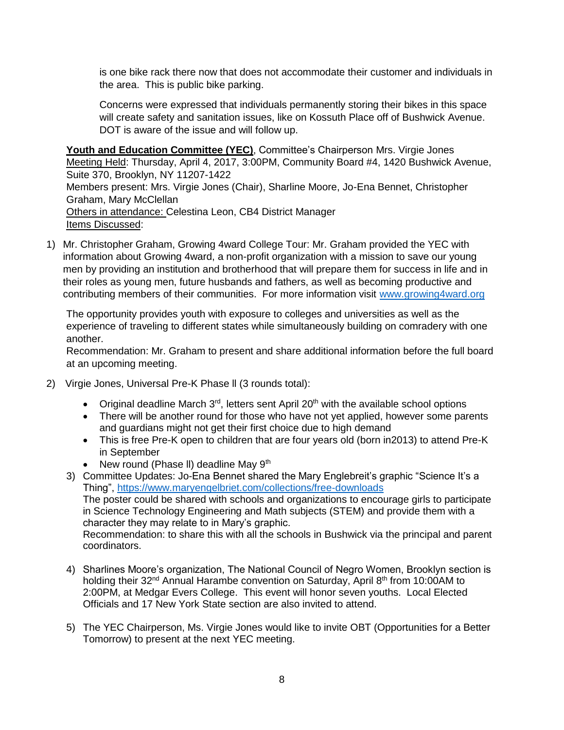is one bike rack there now that does not accommodate their customer and individuals in the area. This is public bike parking.

Concerns were expressed that individuals permanently storing their bikes in this space will create safety and sanitation issues, like on Kossuth Place off of Bushwick Avenue. DOT is aware of the issue and will follow up.

**Youth and Education Committee (YEC)**, Committee's Chairperson Mrs. Virgie Jones
Meeting Held: Thursday, April 4, 2017, 3:00PM, Community Board #4, 1420 Bushwick Avenue, Suite 370, Brooklyn, NY 11207-1422
Members present: Mrs. Virgie Jones (Chair), Sharline Moore, Jo-Ena Bennet, Christopher Graham, Mary McClellan
Others in attendance: Celestina Leon, CB4 District Manager
Items Discussed:

1) Mr. Christopher Graham, Growing 4ward College Tour: Mr. Graham provided the YEC with information about Growing 4ward, a non-profit organization with a mission to save our young men by providing an institution and brotherhood that will prepare them for success in life and in their roles as young men, future husbands and fathers, as well as becoming productive and contributing members of their communities. For more information visit www.growing4ward.org

   The opportunity provides youth with exposure to colleges and universities as well as the experience of traveling to different states while simultaneously building on comradery with one another.
   Recommendation: Mr. Graham to present and share additional information before the full board at an upcoming meeting.

2) Virgie Jones, Universal Pre-K Phase ll (3 rounds total):
   - Original deadline March 3rd, letters sent April 20th with the available school options
   - There will be another round for those who have not yet applied, however some parents and guardians might not get their first choice due to high demand
   - This is free Pre-K open to children that are four years old (born in2013) to attend Pre-K in September
   - New round (Phase ll) deadline May 9th

3) Committee Updates: Jo-Ena Bennet shared the Mary Englebreit's graphic "Science It's a Thing", https://www.maryengelbriet.com/collections/free-downloads
   The poster could be shared with schools and organizations to encourage girls to participate in Science Technology Engineering and Math subjects (STEM) and provide them with a character they may relate to in Mary's graphic.
   Recommendation: to share this with all the schools in Bushwick via the principal and parent coordinators.

4) Sharlines Moore's organization, The National Council of Negro Women, Brooklyn section is holding their 32nd Annual Harambe convention on Saturday, April 8th from 10:00AM to 2:00PM, at Medgar Evers College. This event will honor seven youths. Local Elected Officials and 17 New York State section are also invited to attend.

5) The YEC Chairperson, Ms. Virgie Jones would like to invite OBT (Opportunities for a Better Tomorrow) to present at the next YEC meeting.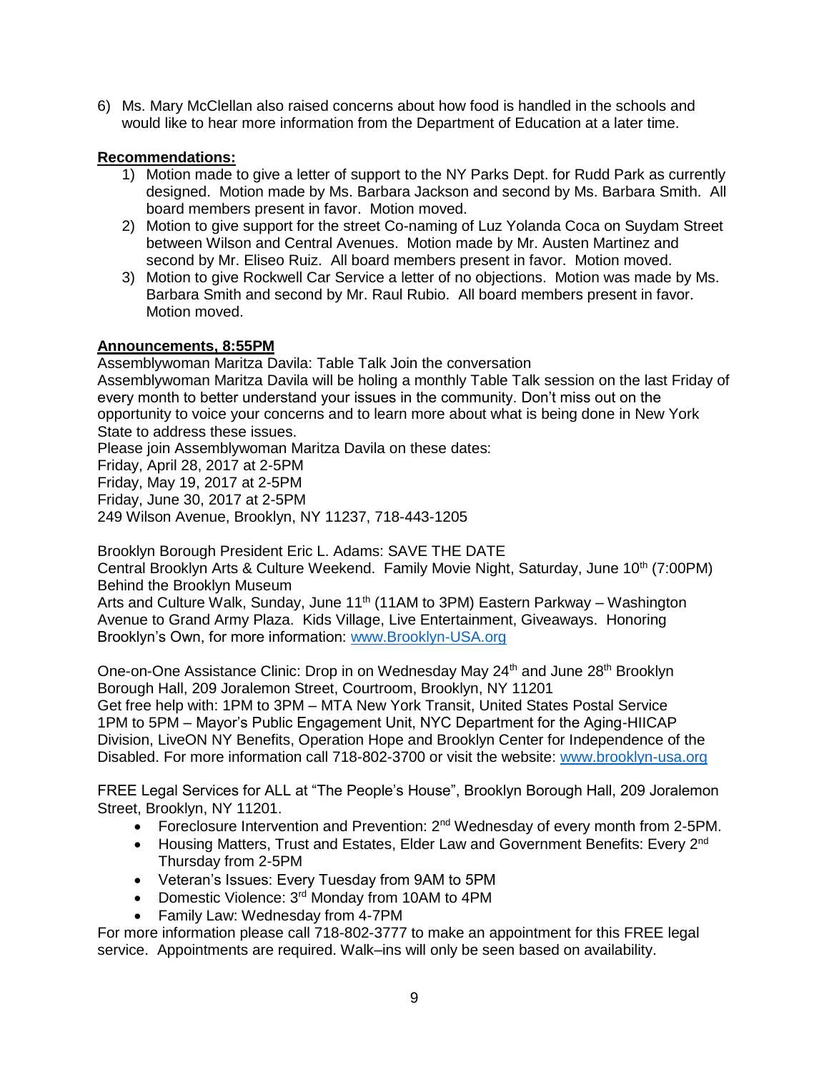6) Ms. Mary McClellan also raised concerns about how food is handled in the schools and would like to hear more information from the Department of Education at a later time.

**Recommendations:**

1) Motion made to give a letter of support to the NY Parks Dept. for Rudd Park as currently designed. Motion made by Ms. Barbara Jackson and second by Ms. Barbara Smith. All board members present in favor. Motion moved.
2) Motion to give support for the street Co-naming of Luz Yolanda Coca on Suydam Street between Wilson and Central Avenues. Motion made by Mr. Austen Martinez and second by Mr. Eliseo Ruiz. All board members present in favor. Motion moved.
3) Motion to give Rockwell Car Service a letter of no objections. Motion was made by Ms. Barbara Smith and second by Mr. Raul Rubio. All board members present in favor. Motion moved.

**Announcements, 8:55PM**

Assemblywoman Maritza Davila: Table Talk Join the conversation
Assemblywoman Maritza Davila will be holing a monthly Table Talk session on the last Friday of every month to better understand your issues in the community. Don't miss out on the opportunity to voice your concerns and to learn more about what is being done in New York State to address these issues.
Please join Assemblywoman Maritza Davila on these dates:
Friday, April 28, 2017 at 2-5PM
Friday, May 19, 2017 at 2-5PM
Friday, June 30, 2017 at 2-5PM
249 Wilson Avenue, Brooklyn, NY 11237, 718-443-1205

Brooklyn Borough President Eric L. Adams: SAVE THE DATE
Central Brooklyn Arts & Culture Weekend. Family Movie Night, Saturday, June 10th (7:00PM) Behind the Brooklyn Museum
Arts and Culture Walk, Sunday, June 11th (11AM to 3PM) Eastern Parkway – Washington Avenue to Grand Army Plaza. Kids Village, Live Entertainment, Giveaways. Honoring Brooklyn's Own, for more information: www.Brooklyn-USA.org

One-on-One Assistance Clinic: Drop in on Wednesday May 24th and June 28th Brooklyn Borough Hall, 209 Joralemon Street, Courtroom, Brooklyn, NY 11201
Get free help with: 1PM to 3PM – MTA New York Transit, United States Postal Service
1PM to 5PM – Mayor's Public Engagement Unit, NYC Department for the Aging-HIICAP Division, LiveON NY Benefits, Operation Hope and Brooklyn Center for Independence of the Disabled. For more information call 718-802-3700 or visit the website: www.brooklyn-usa.org

FREE Legal Services for ALL at "The People's House", Brooklyn Borough Hall, 209 Joralemon Street, Brooklyn, NY 11201.

- Foreclosure Intervention and Prevention: 2nd Wednesday of every month from 2-5PM.
- Housing Matters, Trust and Estates, Elder Law and Government Benefits: Every 2nd Thursday from 2-5PM
- Veteran's Issues: Every Tuesday from 9AM to 5PM
- Domestic Violence: 3rd Monday from 10AM to 4PM
- Family Law: Wednesday from 4-7PM

For more information please call 718-802-3777 to make an appointment for this FREE legal service. Appointments are required. Walk–ins will only be seen based on availability.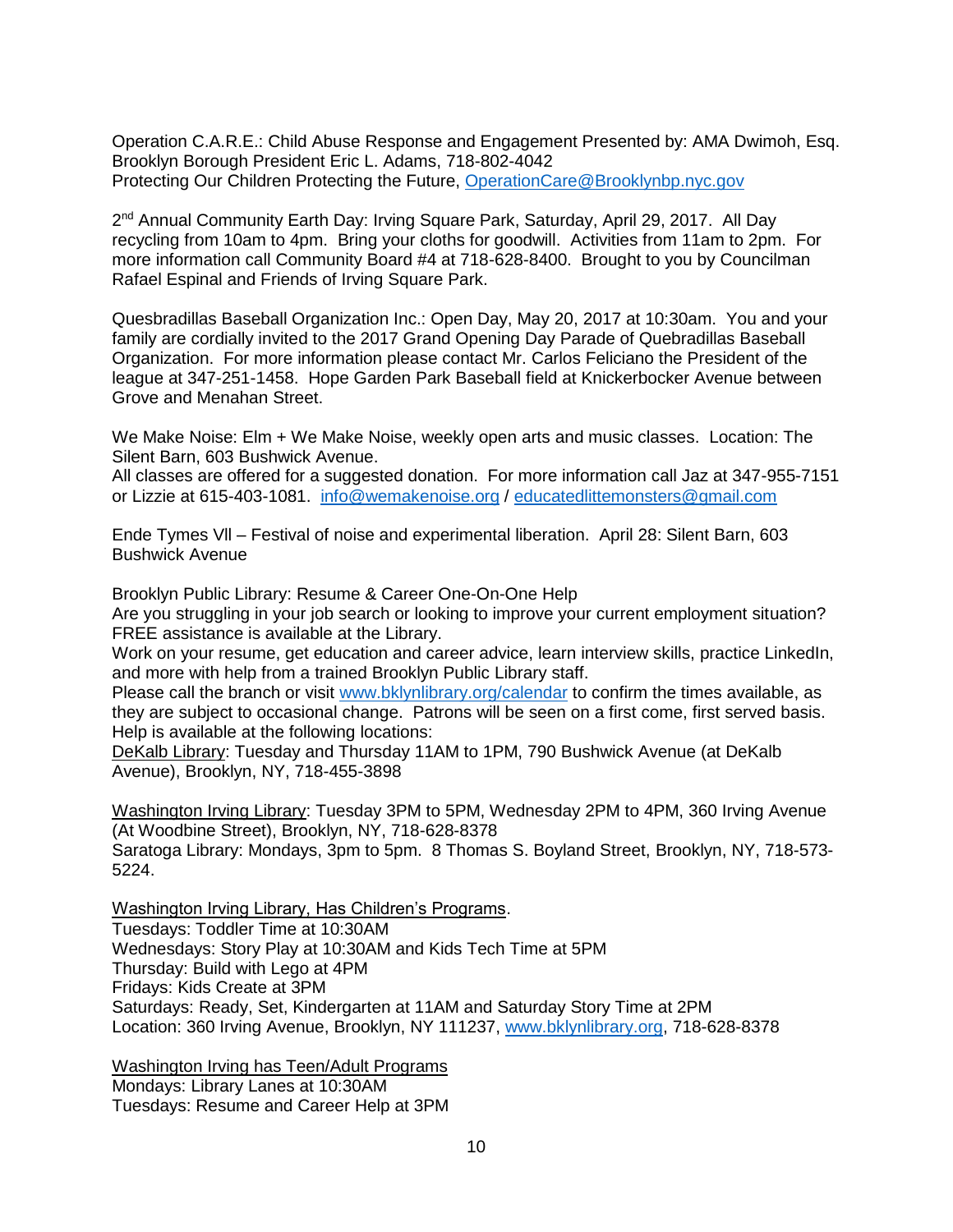Operation C.A.R.E.: Child Abuse Response and Engagement Presented by: AMA Dwimoh, Esq. Brooklyn Borough President Eric L. Adams, 718-802-4042
Protecting Our Children Protecting the Future, OperationCare@Brooklynbp.nyc.gov

2nd Annual Community Earth Day: Irving Square Park, Saturday, April 29, 2017. All Day recycling from 10am to 4pm. Bring your cloths for goodwill. Activities from 11am to 2pm. For more information call Community Board #4 at 718-628-8400. Brought to you by Councilman Rafael Espinal and Friends of Irving Square Park.

Quesbradillas Baseball Organization Inc.: Open Day, May 20, 2017 at 10:30am. You and your family are cordially invited to the 2017 Grand Opening Day Parade of Quebradillas Baseball Organization. For more information please contact Mr. Carlos Feliciano the President of the league at 347-251-1458. Hope Garden Park Baseball field at Knickerbocker Avenue between Grove and Menahan Street.

We Make Noise: Elm + We Make Noise, weekly open arts and music classes. Location: The Silent Barn, 603 Bushwick Avenue.
All classes are offered for a suggested donation. For more information call Jaz at 347-955-7151 or Lizzie at 615-403-1081. info@wemakenoise.org / educatedlittemonsters@gmail.com

Ende Tymes Vll – Festival of noise and experimental liberation. April 28: Silent Barn, 603 Bushwick Avenue

Brooklyn Public Library: Resume & Career One-On-One Help
Are you struggling in your job search or looking to improve your current employment situation? FREE assistance is available at the Library.
Work on your resume, get education and career advice, learn interview skills, practice LinkedIn, and more with help from a trained Brooklyn Public Library staff.
Please call the branch or visit www.bklynlibrary.org/calendar to confirm the times available, as they are subject to occasional change. Patrons will be seen on a first come, first served basis.
Help is available at the following locations:
DeKalb Library: Tuesday and Thursday 11AM to 1PM, 790 Bushwick Avenue (at DeKalb Avenue), Brooklyn, NY, 718-455-3898

Washington Irving Library: Tuesday 3PM to 5PM, Wednesday 2PM to 4PM, 360 Irving Avenue (At Woodbine Street), Brooklyn, NY, 718-628-8378
Saratoga Library: Mondays, 3pm to 5pm. 8 Thomas S. Boyland Street, Brooklyn, NY, 718-573-5224.

Washington Irving Library, Has Children's Programs.
Tuesdays: Toddler Time at 10:30AM
Wednesdays: Story Play at 10:30AM and Kids Tech Time at 5PM
Thursday: Build with Lego at 4PM
Fridays: Kids Create at 3PM
Saturdays: Ready, Set, Kindergarten at 11AM and Saturday Story Time at 2PM
Location: 360 Irving Avenue, Brooklyn, NY 111237, www.bklynlibrary.org, 718-628-8378

Washington Irving has Teen/Adult Programs
Mondays: Library Lanes at 10:30AM
Tuesdays: Resume and Career Help at 3PM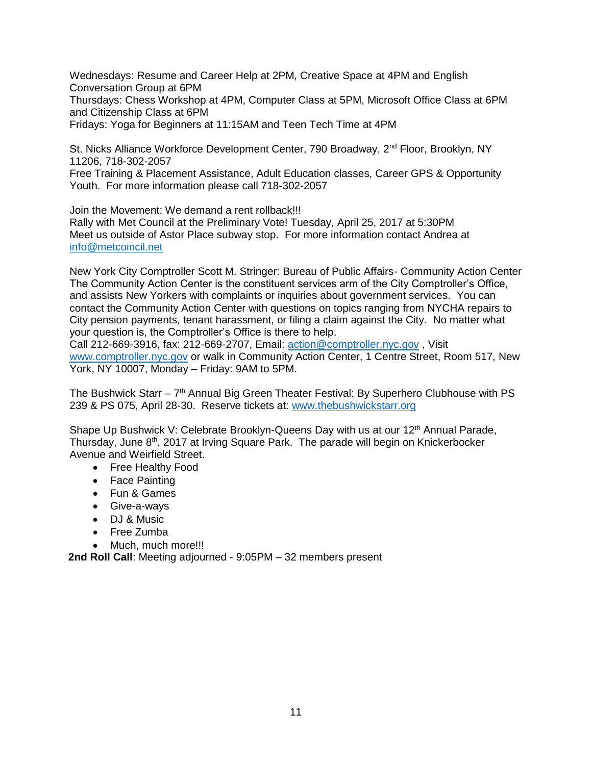Wednesdays: Resume and Career Help at 2PM, Creative Space at 4PM and English Conversation Group at 6PM
Thursdays: Chess Workshop at 4PM, Computer Class at 5PM, Microsoft Office Class at 6PM and Citizenship Class at 6PM
Fridays: Yoga for Beginners at 11:15AM and Teen Tech Time at 4PM

St. Nicks Alliance Workforce Development Center, 790 Broadway, 2nd Floor, Brooklyn, NY 11206, 718-302-2057
Free Training & Placement Assistance, Adult Education classes, Career GPS & Opportunity Youth. For more information please call 718-302-2057

Join the Movement: We demand a rent rollback!!!
Rally with Met Council at the Preliminary Vote! Tuesday, April 25, 2017 at 5:30PM
Meet us outside of Astor Place subway stop. For more information contact Andrea at info@metcoincil.net

New York City Comptroller Scott M. Stringer: Bureau of Public Affairs- Community Action Center
The Community Action Center is the constituent services arm of the City Comptroller's Office, and assists New Yorkers with complaints or inquiries about government services. You can contact the Community Action Center with questions on topics ranging from NYCHA repairs to City pension payments, tenant harassment, or filing a claim against the City. No matter what your question is, the Comptroller's Office is there to help.
Call 212-669-3916, fax: 212-669-2707, Email: action@comptroller.nyc.gov , Visit www.comptroller.nyc.gov or walk in Community Action Center, 1 Centre Street, Room 517, New York, NY 10007, Monday – Friday: 9AM to 5PM.

The Bushwick Starr – 7th Annual Big Green Theater Festival: By Superhero Clubhouse with PS 239 & PS 075, April 28-30. Reserve tickets at: www.thebushwickstarr.org

Shape Up Bushwick V: Celebrate Brooklyn-Queens Day with us at our 12th Annual Parade, Thursday, June 8th, 2017 at Irving Square Park. The parade will begin on Knickerbocker Avenue and Weirfield Street.

- Free Healthy Food
- Face Painting
- Fun & Games
- Give-a-ways
- DJ & Music
- Free Zumba
- Much, much more!!!

**2nd Roll Call**: Meeting adjourned - 9:05PM – 32 members present